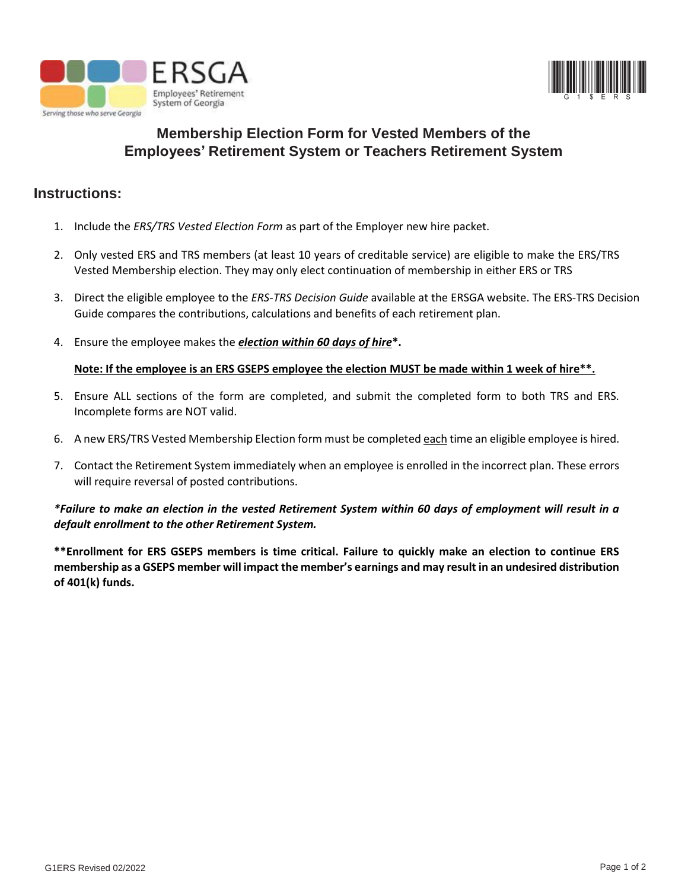ERSGA

Employees' Retirement System of Georgia

*Serving those who serve Georgia*

# Membership Election Form for Vested Members of the Employees' Retirement System or Teachers Retirement System

## Instructions:

1. Include the *ERS/TRS Vested Election Form* as part of the Employer new hire packet.

2. Only vested ERS and TRS members (at least 10 years of creditable service) are eligible to make the ERS/TRS Vested Membership election. They may only elect continuation of membership in either ERS or TRS

3. Direct the eligible employee to the *ERS-TRS Decision Guide* available at the ERSGA website. The ERS-TRS Decision Guide compares the contributions, calculations and benefits of each retirement plan.

4. Ensure the employee makes the ***election within 60 days of hire*****.**

   **Note: If the employee is an ERS GSEPS employee the election MUST be made within 1 week of hire**.**

5. Ensure ALL sections of the form are completed, and submit the completed form to both TRS and ERS. Incomplete forms are NOT valid.

6. A new ERS/TRS Vested Membership Election form must be completed each time an eligible employee is hired.

7. Contact the Retirement System immediately when an employee is enrolled in the incorrect plan. These errors will require reversal of posted contributions.

***Failure to make an election in the vested Retirement System within 60 days of employment will result in a default enrollment to the other Retirement System.***

****Enrollment for ERS GSEPS members is time critical. Failure to quickly make an election to continue ERS membership as a GSEPS member will impact the member's earnings and may result in an undesired distribution of 401(k) funds.**

G1ERS Revised 02/2022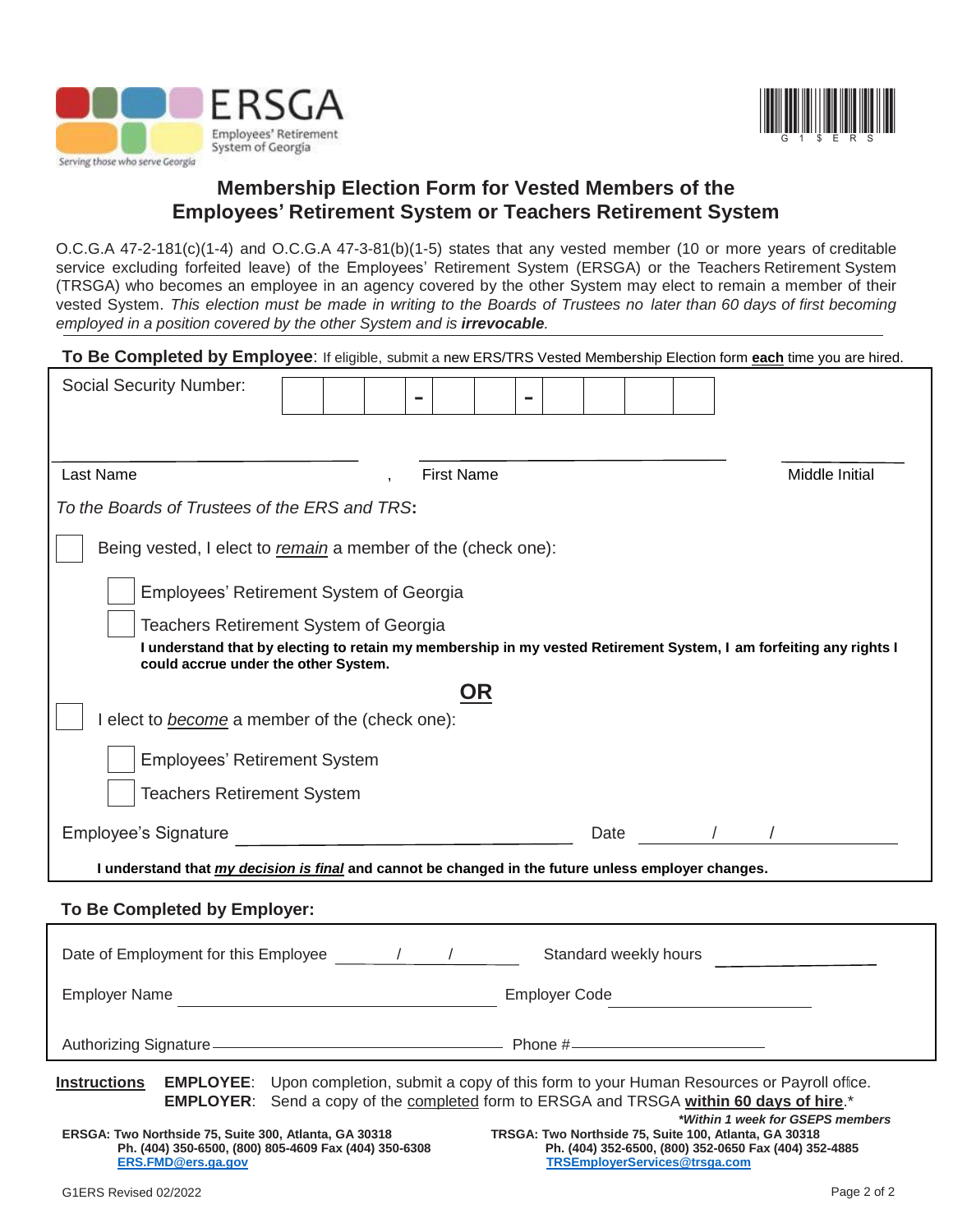ERSGA
Employees' Retirement System of Georgia
Serving those who serve Georgia

G 1 $ E R S

# Membership Election Form for Vested Members of the Employees' Retirement System or Teachers Retirement System

O.C.G.A 47-2-181(c)(1-4) and O.C.G.A 47-3-81(b)(1-5) states that any vested member (10 or more years of creditable service excluding forfeited leave) of the Employees' Retirement System (ERSGA) or the Teachers Retirement System (TRSGA) who becomes an employee in an agency covered by the other System may elect to remain a member of their vested System. *This election must be made in writing to the Boards of Trustees no later than 60 days of first becoming employed in a position covered by the other System and is **irrevocable**.*

**To Be Completed by Employee**: If eligible, submit a new ERS/TRS Vested Membership Election form **each** time you are hired.

Social Security Number: ___ ___ ___ - ___ ___ - ___ ___ ___ ___

Last Name ________________ , First Name ________________ Middle Initial ______

*To the Boards of Trustees of the ERS and TRS***:**

☐ Being vested, I elect to *remain* a member of the (check one):

- ☐ Employees' Retirement System of Georgia
- ☐ Teachers Retirement System of Georgia

**I understand that by electing to retain my membership in my vested Retirement System, I am forfeiting any rights I could accrue under the other System.**

**OR**

☐ I elect to *become* a member of the (check one):

- ☐ Employees' Retirement System
- ☐ Teachers Retirement System

Employee's Signature ________________________ Date ____ / ____ / ____

**I understand that *my decision is final* and cannot be changed in the future unless employer changes.**

**To Be Completed by Employer:**

Date of Employment for this Employee ____ / ____ / ____ Standard weekly hours ____________

Employer Name ________________________ Employer Code ____________

Authorizing Signature ________________________ Phone # ____________

**Instructions** **EMPLOYEE**: Upon completion, submit a copy of this form to your Human Resources or Payroll office.
**EMPLOYER**: Send a copy of the completed form to ERSGA and TRSGA **within 60 days of hire**.*

***Within 1 week for GSEPS members***

**ERSGA: Two Northside 75, Suite 300, Atlanta, GA 30318**
**Ph. (404) 350-6500, (800) 805-4609 Fax (404) 350-6308**
**ERS.FMD@ers.ga.gov**

**TRSGA: Two Northside 75, Suite 100, Atlanta, GA 30318**
**Ph. (404) 352-6500, (800) 352-0650 Fax (404) 352-4885**
**TRSEmployerServices@trsga.com**

G1ERS Revised 02/2022